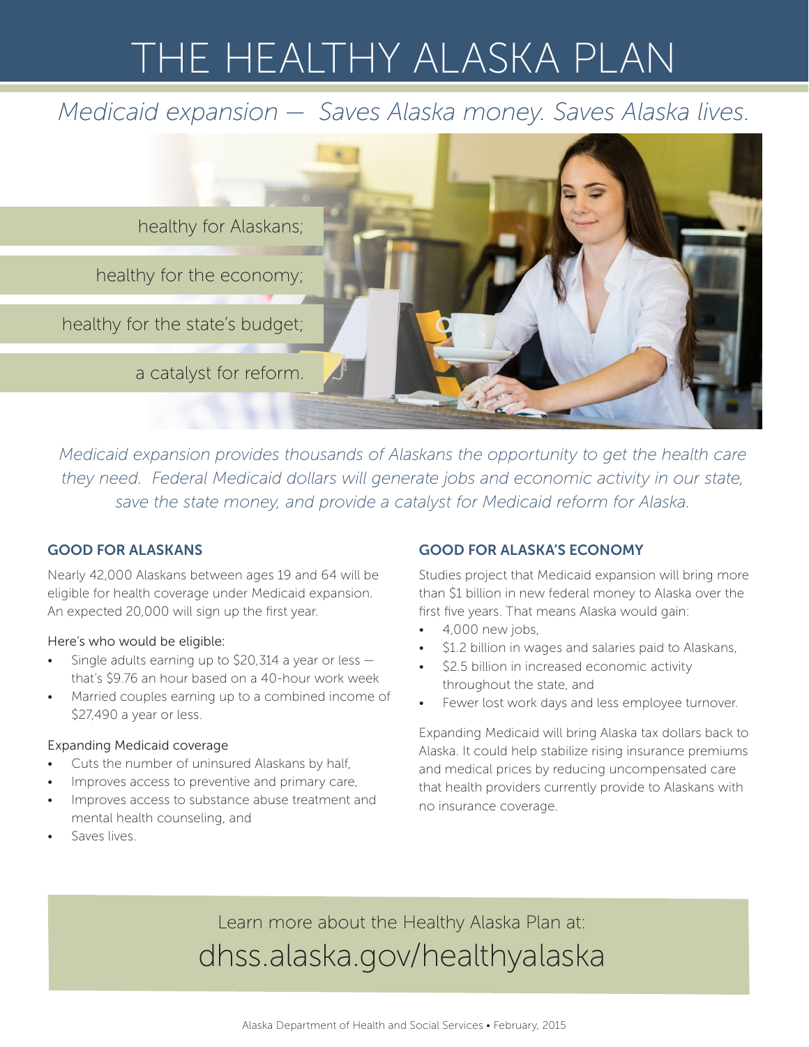# THE HEALTHY ALASKA PLAN

*Medicaid expansion — Saves Alaska money. Saves Alaska lives.*

healthy for Alaskans;

healthy for the economy;

healthy for the state's budget;

a catalyst for reform.

*Medicaid expansion provides thousands of Alaskans the opportunity to get the health care they need. Federal Medicaid dollars will generate jobs and economic activity in our state, save the state money, and provide a catalyst for Medicaid reform for Alaska.*

## GOOD FOR ALASKANS

Nearly 42,000 Alaskans between ages 19 and 64 will be eligible for health coverage under Medicaid expansion. An expected 20,000 will sign up the first year.

Here's who would be eligible:

- Single adults earning up to $20,314 a year or less — that's $9.76 an hour based on a 40-hour work week
- Married couples earning up to a combined income of $27,490 a year or less.

Expanding Medicaid coverage

- Cuts the number of uninsured Alaskans by half,
- Improves access to preventive and primary care,
- Improves access to substance abuse treatment and mental health counseling, and
- Saves lives.

## GOOD FOR ALASKA'S ECONOMY

Studies project that Medicaid expansion will bring more than $1 billion in new federal money to Alaska over the first five years. That means Alaska would gain:

- 4,000 new jobs,
- $1.2 billion in wages and salaries paid to Alaskans,
- $2.5 billion in increased economic activity throughout the state, and
- Fewer lost work days and less employee turnover.

Expanding Medicaid will bring Alaska tax dollars back to Alaska. It could help stabilize rising insurance premiums and medical prices by reducing uncompensated care that health providers currently provide to Alaskans with no insurance coverage.

Learn more about the Healthy Alaska Plan at:

dhss.alaska.gov/healthyalaska

Alaska Department of Health and Social Services • February, 2015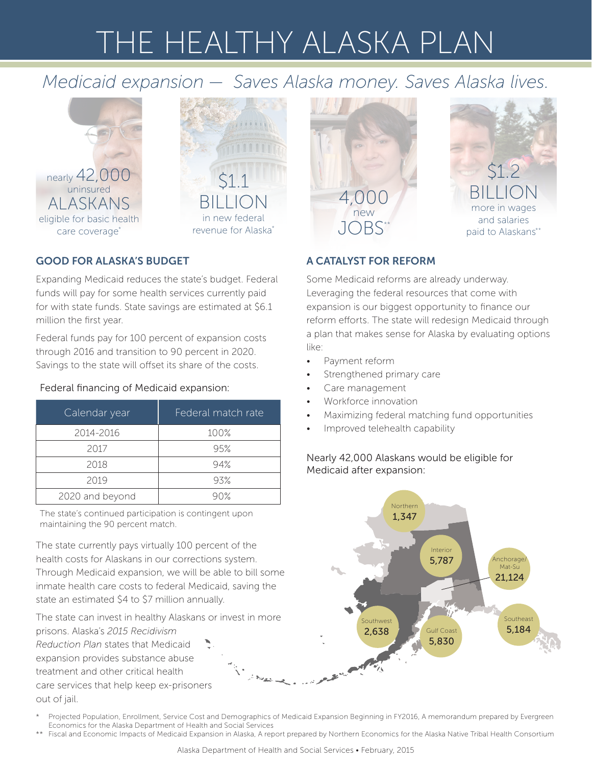# THE HEALTHY ALASKA PLAN

*Medicaid expansion — Saves Alaska money. Saves Alaska lives.*

nearly 42,000 uninsured ALASKANS eligible for basic health care coverage*

$1.1 BILLION in new federal revenue for Alaska*

4,000 new JOBS**

$1.2 BILLION more in wages and salaries paid to Alaskans**

## GOOD FOR ALASKA'S BUDGET

Expanding Medicaid reduces the state's budget. Federal funds will pay for some health services currently paid for with state funds. State savings are estimated at $6.1 million the first year.

Federal funds pay for 100 percent of expansion costs through 2016 and transition to 90 percent in 2020. Savings to the state will offset its share of the costs.

Federal financing of Medicaid expansion:

| Calendar year | Federal match rate |
|---|---|
| 2014-2016 | 100% |
| 2017 | 95% |
| 2018 | 94% |
| 2019 | 93% |
| 2020 and beyond | 90% |

The state's continued participation is contingent upon maintaining the 90 percent match.

The state currently pays virtually 100 percent of the health costs for Alaskans in our corrections system. Through Medicaid expansion, we will be able to bill some inmate health care costs to federal Medicaid, saving the state an estimated $4 to $7 million annually.

The state can invest in healthy Alaskans or invest in more prisons. Alaska's *2015 Recidivism Reduction Plan* states that Medicaid expansion provides substance abuse treatment and other critical health care services that help keep ex-prisoners out of jail.

## A CATALYST FOR REFORM

Some Medicaid reforms are already underway. Leveraging the federal resources that come with expansion is our biggest opportunity to finance our reform efforts. The state will redesign Medicaid through a plan that makes sense for Alaska by evaluating options like:

- Payment reform
- Strengthened primary care
- Care management
- Workforce innovation
- Maximizing federal matching fund opportunities
- Improved telehealth capability

Nearly 42,000 Alaskans would be eligible for Medicaid after expansion:

Northern 1,347

Interior 5,787

Anchorage/ Mat-Su 21,124

Southwest 2,638

Gulf Coast 5,830

Southeast 5,184

\* Projected Population, Enrollment, Service Cost and Demographics of Medicaid Expansion Beginning in FY2016, A memorandum prepared by Evergreen Economics for the Alaska Department of Health and Social Services

\*\* Fiscal and Economic Impacts of Medicaid Expansion in Alaska, A report prepared by Northern Economics for the Alaska Native Tribal Health Consortium

Alaska Department of Health and Social Services • February, 2015